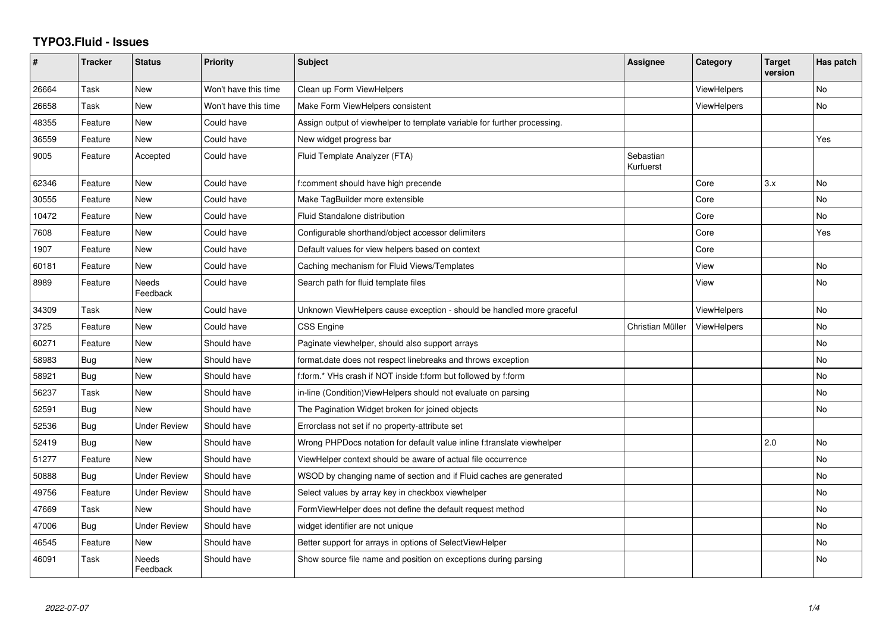# TYPO3.Fluid - Issues

| # | Tracker | Status | Priority | Subject | Assignee | Category | Target version | Has patch |
|---|---|---|---|---|---|---|---|---|
| 26664 | Task | New | Won't have this time | Clean up Form ViewHelpers | | ViewHelpers | | No |
| 26658 | Task | New | Won't have this time | Make Form ViewHelpers consistent | | ViewHelpers | | No |
| 48355 | Feature | New | Could have | Assign output of viewhelper to template variable for further processing. | | | | |
| 36559 | Feature | New | Could have | New widget progress bar | | | | Yes |
| 9005 | Feature | Accepted | Could have | Fluid Template Analyzer (FTA) | Sebastian Kurfuerst | | | |
| 62346 | Feature | New | Could have | f:comment should have high precende | | Core | 3.x | No |
| 30555 | Feature | New | Could have | Make TagBuilder more extensible | | Core | | No |
| 10472 | Feature | New | Could have | Fluid Standalone distribution | | Core | | No |
| 7608 | Feature | New | Could have | Configurable shorthand/object accessor delimiters | | Core | | Yes |
| 1907 | Feature | New | Could have | Default values for view helpers based on context | | Core | | |
| 60181 | Feature | New | Could have | Caching mechanism for Fluid Views/Templates | | View | | No |
| 8989 | Feature | Needs Feedback | Could have | Search path for fluid template files | | View | | No |
| 34309 | Task | New | Could have | Unknown ViewHelpers cause exception - should be handled more graceful | | ViewHelpers | | No |
| 3725 | Feature | New | Could have | CSS Engine | Christian Müller | ViewHelpers | | No |
| 60271 | Feature | New | Should have | Paginate viewhelper, should also support arrays | | | | No |
| 58983 | Bug | New | Should have | format.date does not respect linebreaks and throws exception | | | | No |
| 58921 | Bug | New | Should have | f:form.* VHs crash if NOT inside f:form but followed by f:form | | | | No |
| 56237 | Task | New | Should have | in-line (Condition)ViewHelpers should not evaluate on parsing | | | | No |
| 52591 | Bug | New | Should have | The Pagination Widget broken for joined objects | | | | No |
| 52536 | Bug | Under Review | Should have | Errorclass not set if no property-attribute set | | | | |
| 52419 | Bug | New | Should have | Wrong PHPDocs notation for default value inline f:translate viewhelper | | | 2.0 | No |
| 51277 | Feature | New | Should have | ViewHelper context should be aware of actual file occurrence | | | | No |
| 50888 | Bug | Under Review | Should have | WSOD by changing name of section and if Fluid caches are generated | | | | No |
| 49756 | Feature | Under Review | Should have | Select values by array key in checkbox viewhelper | | | | No |
| 47669 | Task | New | Should have | FormViewHelper does not define the default request method | | | | No |
| 47006 | Bug | Under Review | Should have | widget identifier are not unique | | | | No |
| 46545 | Feature | New | Should have | Better support for arrays in options of SelectViewHelper | | | | No |
| 46091 | Task | Needs Feedback | Should have | Show source file name and position on exceptions during parsing | | | | No |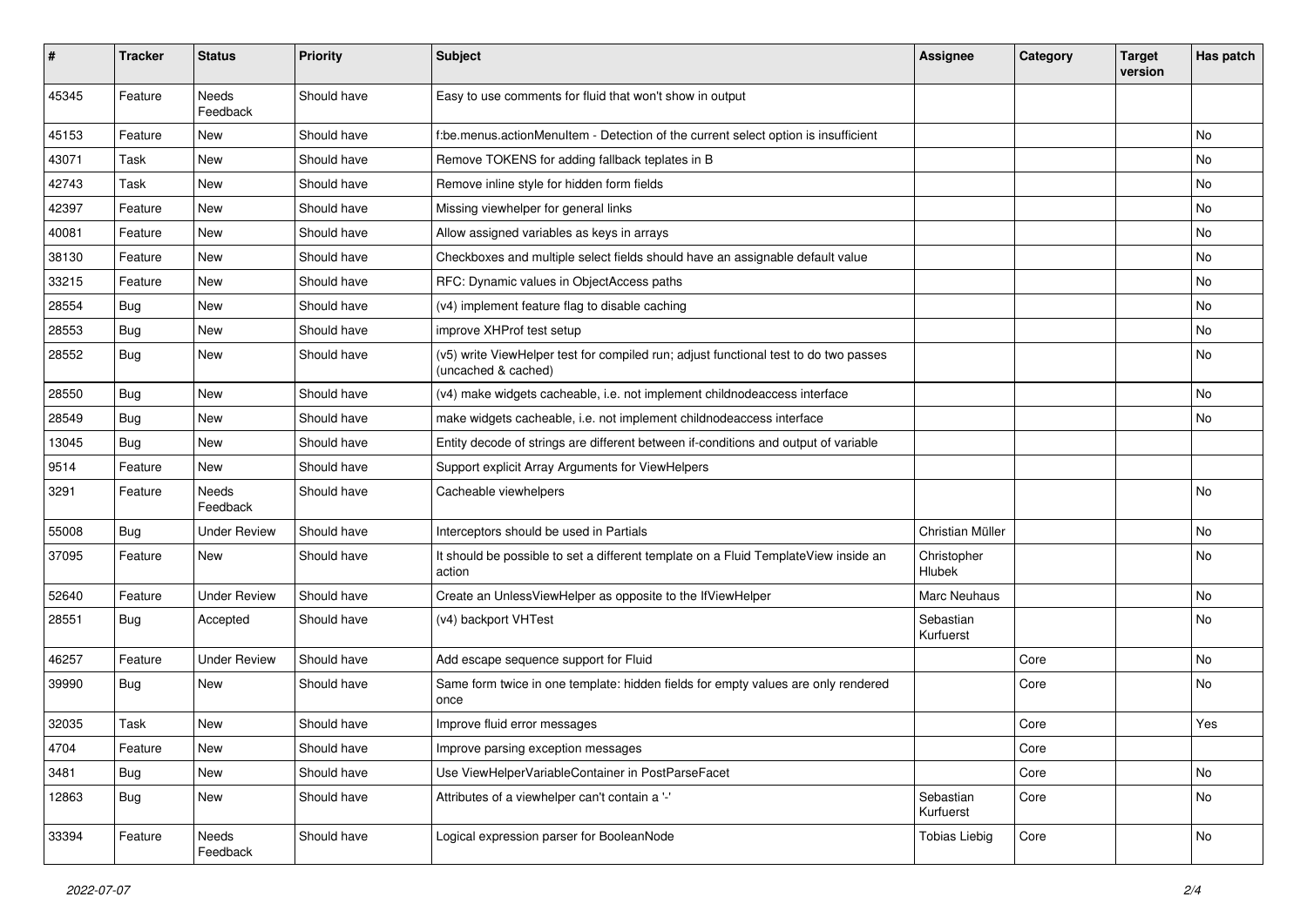| # | Tracker | Status | Priority | Subject | Assignee | Category | Target version | Has patch |
|---|---|---|---|---|---|---|---|---|
| 45345 | Feature | Needs Feedback | Should have | Easy to use comments for fluid that won't show in output | | | | |
| 45153 | Feature | New | Should have | f:be.menus.actionMenuItem - Detection of the current select option is insufficient | | | | No |
| 43071 | Task | New | Should have | Remove TOKENS for adding fallback teplates in B | | | | No |
| 42743 | Task | New | Should have | Remove inline style for hidden form fields | | | | No |
| 42397 | Feature | New | Should have | Missing viewhelper for general links | | | | No |
| 40081 | Feature | New | Should have | Allow assigned variables as keys in arrays | | | | No |
| 38130 | Feature | New | Should have | Checkboxes and multiple select fields should have an assignable default value | | | | No |
| 33215 | Feature | New | Should have | RFC: Dynamic values in ObjectAccess paths | | | | No |
| 28554 | Bug | New | Should have | (v4) implement feature flag to disable caching | | | | No |
| 28553 | Bug | New | Should have | improve XHProf test setup | | | | No |
| 28552 | Bug | New | Should have | (v5) write ViewHelper test for compiled run; adjust functional test to do two passes (uncached & cached) | | | | No |
| 28550 | Bug | New | Should have | (v4) make widgets cacheable, i.e. not implement childnodeaccess interface | | | | No |
| 28549 | Bug | New | Should have | make widgets cacheable, i.e. not implement childnodeaccess interface | | | | No |
| 13045 | Bug | New | Should have | Entity decode of strings are different between if-conditions and output of variable | | | | |
| 9514 | Feature | New | Should have | Support explicit Array Arguments for ViewHelpers | | | | |
| 3291 | Feature | Needs Feedback | Should have | Cacheable viewhelpers | | | | No |
| 55008 | Bug | Under Review | Should have | Interceptors should be used in Partials | Christian Müller | | | No |
| 37095 | Feature | New | Should have | It should be possible to set a different template on a Fluid TemplateView inside an action | Christopher Hlubek | | | No |
| 52640 | Feature | Under Review | Should have | Create an UnlessViewHelper as opposite to the IfViewHelper | Marc Neuhaus | | | No |
| 28551 | Bug | Accepted | Should have | (v4) backport VHTest | Sebastian Kurfuerst | | | No |
| 46257 | Feature | Under Review | Should have | Add escape sequence support for Fluid | | Core | | No |
| 39990 | Bug | New | Should have | Same form twice in one template: hidden fields for empty values are only rendered once | | Core | | No |
| 32035 | Task | New | Should have | Improve fluid error messages | | Core | | Yes |
| 4704 | Feature | New | Should have | Improve parsing exception messages | | Core | | |
| 3481 | Bug | New | Should have | Use ViewHelperVariableContainer in PostParseFacet | | Core | | No |
| 12863 | Bug | New | Should have | Attributes of a viewhelper can't contain a '-' | Sebastian Kurfuerst | Core | | No |
| 33394 | Feature | Needs Feedback | Should have | Logical expression parser for BooleanNode | Tobias Liebig | Core | | No |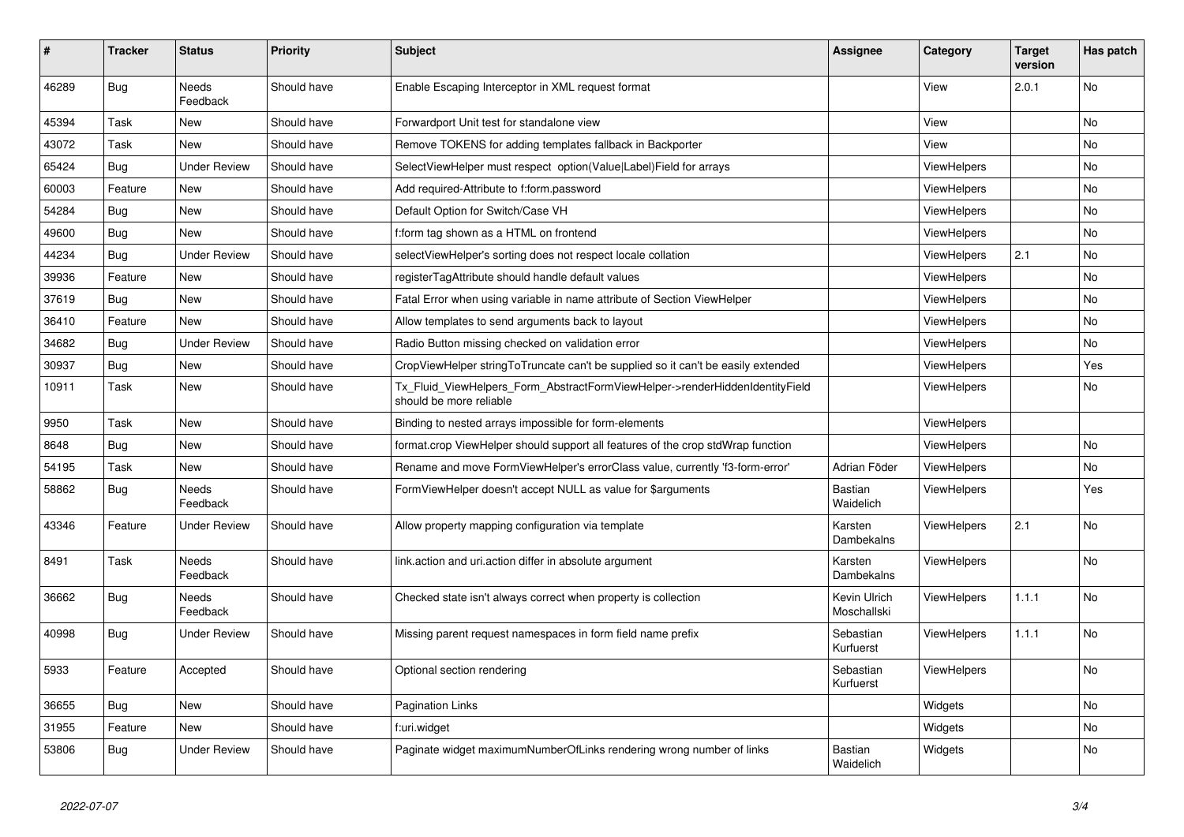| # | Tracker | Status | Priority | Subject | Assignee | Category | Target version | Has patch |
|---|---|---|---|---|---|---|---|---|
| 46289 | Bug | Needs Feedback | Should have | Enable Escaping Interceptor in XML request format | | View | 2.0.1 | No |
| 45394 | Task | New | Should have | Forwardport Unit test for standalone view | | View | | No |
| 43072 | Task | New | Should have | Remove TOKENS for adding templates fallback in Backporter | | View | | No |
| 65424 | Bug | Under Review | Should have | SelectViewHelper must respect option(Value\|Label)Field for arrays | | ViewHelpers | | No |
| 60003 | Feature | New | Should have | Add required-Attribute to f:form.password | | ViewHelpers | | No |
| 54284 | Bug | New | Should have | Default Option for Switch/Case VH | | ViewHelpers | | No |
| 49600 | Bug | New | Should have | f:form tag shown as a HTML on frontend | | ViewHelpers | | No |
| 44234 | Bug | Under Review | Should have | selectViewHelper's sorting does not respect locale collation | | ViewHelpers | 2.1 | No |
| 39936 | Feature | New | Should have | registerTagAttribute should handle default values | | ViewHelpers | | No |
| 37619 | Bug | New | Should have | Fatal Error when using variable in name attribute of Section ViewHelper | | ViewHelpers | | No |
| 36410 | Feature | New | Should have | Allow templates to send arguments back to layout | | ViewHelpers | | No |
| 34682 | Bug | Under Review | Should have | Radio Button missing checked on validation error | | ViewHelpers | | No |
| 30937 | Bug | New | Should have | CropViewHelper stringToTruncate can't be supplied so it can't be easily extended | | ViewHelpers | | Yes |
| 10911 | Task | New | Should have | Tx_Fluid_ViewHelpers_Form_AbstractFormViewHelper->renderHiddenIdentityField should be more reliable | | ViewHelpers | | No |
| 9950 | Task | New | Should have | Binding to nested arrays impossible for form-elements | | ViewHelpers | | |
| 8648 | Bug | New | Should have | format.crop ViewHelper should support all features of the crop stdWrap function | | ViewHelpers | | No |
| 54195 | Task | New | Should have | Rename and move FormViewHelper's errorClass value, currently 'f3-form-error' | Adrian Föder | ViewHelpers | | No |
| 58862 | Bug | Needs Feedback | Should have | FormViewHelper doesn't accept NULL as value for $arguments | Bastian Waidelich | ViewHelpers | | Yes |
| 43346 | Feature | Under Review | Should have | Allow property mapping configuration via template | Karsten Dambekalns | ViewHelpers | 2.1 | No |
| 8491 | Task | Needs Feedback | Should have | link.action and uri.action differ in absolute argument | Karsten Dambekalns | ViewHelpers | | No |
| 36662 | Bug | Needs Feedback | Should have | Checked state isn't always correct when property is collection | Kevin Ulrich Moschallski | ViewHelpers | 1.1.1 | No |
| 40998 | Bug | Under Review | Should have | Missing parent request namespaces in form field name prefix | Sebastian Kurfuerst | ViewHelpers | 1.1.1 | No |
| 5933 | Feature | Accepted | Should have | Optional section rendering | Sebastian Kurfuerst | ViewHelpers | | No |
| 36655 | Bug | New | Should have | Pagination Links | | Widgets | | No |
| 31955 | Feature | New | Should have | f:uri.widget | | Widgets | | No |
| 53806 | Bug | Under Review | Should have | Paginate widget maximumNumberOfLinks rendering wrong number of links | Bastian Waidelich | Widgets | | No |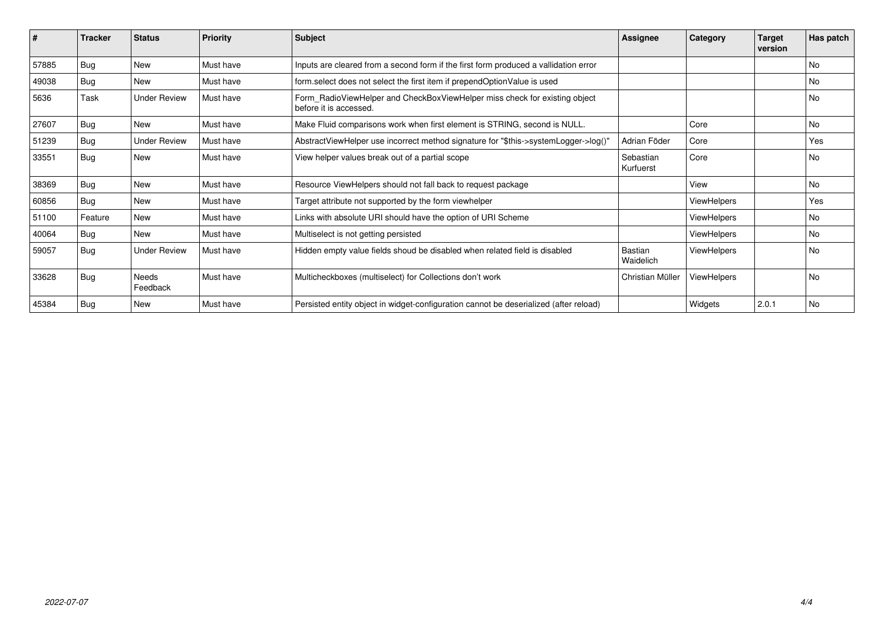| # | Tracker | Status | Priority | Subject | Assignee | Category | Target version | Has patch |
|---|---|---|---|---|---|---|---|---|
| 57885 | Bug | New | Must have | Inputs are cleared from a second form if the first form produced a vallidation error | | | | No |
| 49038 | Bug | New | Must have | form.select does not select the first item if prependOptionValue is used | | | | No |
| 5636 | Task | Under Review | Must have | Form_RadioViewHelper and CheckBoxViewHelper miss check for existing object before it is accessed. | | | | No |
| 27607 | Bug | New | Must have | Make Fluid comparisons work when first element is STRING, second is NULL. | | Core | | No |
| 51239 | Bug | Under Review | Must have | AbstractViewHelper use incorrect method signature for "$this->systemLogger->log()" | Adrian Föder | Core | | Yes |
| 33551 | Bug | New | Must have | View helper values break out of a partial scope | Sebastian Kurfuerst | Core | | No |
| 38369 | Bug | New | Must have | Resource ViewHelpers should not fall back to request package | | View | | No |
| 60856 | Bug | New | Must have | Target attribute not supported by the form viewhelper | | ViewHelpers | | Yes |
| 51100 | Feature | New | Must have | Links with absolute URI should have the option of URI Scheme | | ViewHelpers | | No |
| 40064 | Bug | New | Must have | Multiselect is not getting persisted | | ViewHelpers | | No |
| 59057 | Bug | Under Review | Must have | Hidden empty value fields shoud be disabled when related field is disabled | Bastian Waidelich | ViewHelpers | | No |
| 33628 | Bug | Needs Feedback | Must have | Multicheckboxes (multiselect) for Collections don't work | Christian Müller | ViewHelpers | | No |
| 45384 | Bug | New | Must have | Persisted entity object in widget-configuration cannot be deserialized (after reload) | | Widgets | 2.0.1 | No |

*2022-07-07*